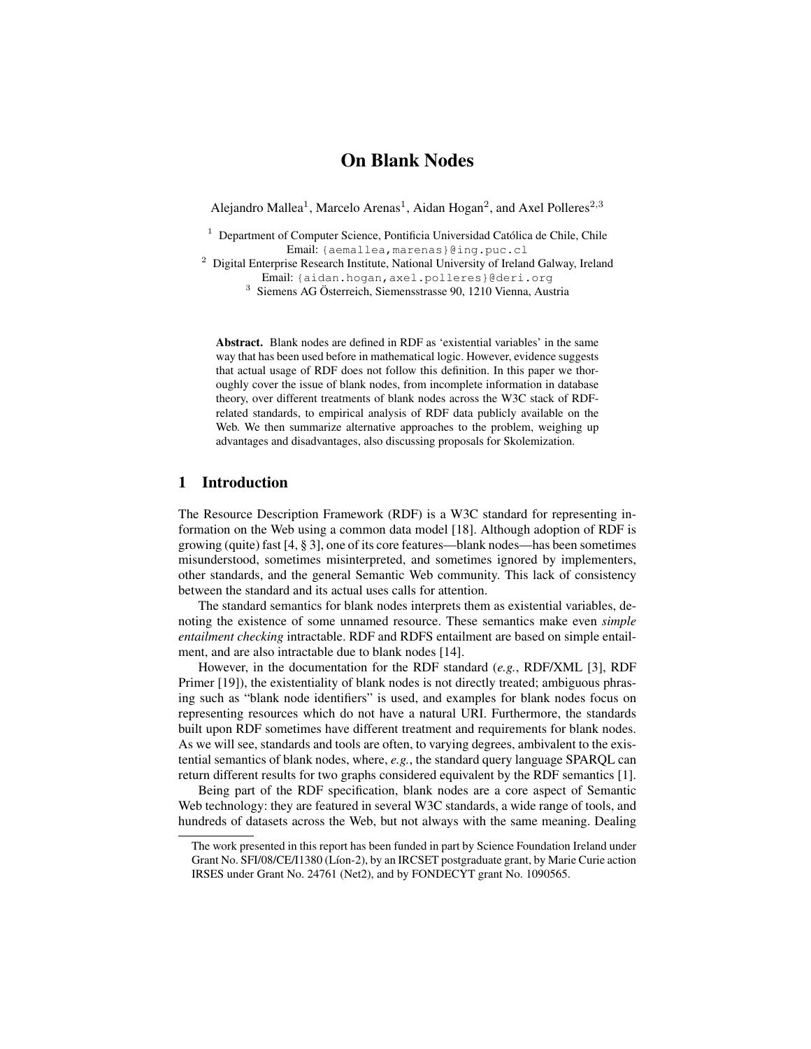# On Blank Nodes

Alejandro Mallea[1], Marcelo Arenas[1], Aidan Hogan[2], and Axel Polleres[2,3]

[1] Department of Computer Science, Pontificia Universidad Católica de Chile, Chile
Email: {aemallea,marenas}@ing.puc.cl

[2] Digital Enterprise Research Institute, National University of Ireland Galway, Ireland
Email: {aidan.hogan,axel.polleres}@deri.org

[3] Siemens AG Österreich, Siemensstrasse 90, 1210 Vienna, Austria

**Abstract.** Blank nodes are defined in RDF as 'existential variables' in the same way that has been used before in mathematical logic. However, evidence suggests that actual usage of RDF does not follow this definition. In this paper we thoroughly cover the issue of blank nodes, from incomplete information in database theory, over different treatments of blank nodes across the W3C stack of RDF-related standards, to empirical analysis of RDF data publicly available on the Web. We then summarize alternative approaches to the problem, weighing up advantages and disadvantages, also discussing proposals for Skolemization.

## 1 Introduction

The Resource Description Framework (RDF) is a W3C standard for representing information on the Web using a common data model [18]. Although adoption of RDF is growing (quite) fast [4, § 3], one of its core features—blank nodes—has been sometimes misunderstood, sometimes misinterpreted, and sometimes ignored by implementers, other standards, and the general Semantic Web community. This lack of consistency between the standard and its actual uses calls for attention.

The standard semantics for blank nodes interprets them as existential variables, denoting the existence of some unnamed resource. These semantics make even *simple entailment checking* intractable. RDF and RDFS entailment are based on simple entailment, and are also intractable due to blank nodes [14].

However, in the documentation for the RDF standard (*e.g.*, RDF/XML [3], RDF Primer [19]), the existentiality of blank nodes is not directly treated; ambiguous phrasing such as "blank node identifiers" is used, and examples for blank nodes focus on representing resources which do not have a natural URI. Furthermore, the standards built upon RDF sometimes have different treatment and requirements for blank nodes. As we will see, standards and tools are often, to varying degrees, ambivalent to the existential semantics of blank nodes, where, *e.g.*, the standard query language SPARQL can return different results for two graphs considered equivalent by the RDF semantics [1].

Being part of the RDF specification, blank nodes are a core aspect of Semantic Web technology: they are featured in several W3C standards, a wide range of tools, and hundreds of datasets across the Web, but not always with the same meaning. Dealing

The work presented in this report has been funded in part by Science Foundation Ireland under Grant No. SFI/08/CE/I1380 (Líon-2), by an IRCSET postgraduate grant, by Marie Curie action IRSES under Grant No. 24761 (Net2), and by FONDECYT grant No. 1090565.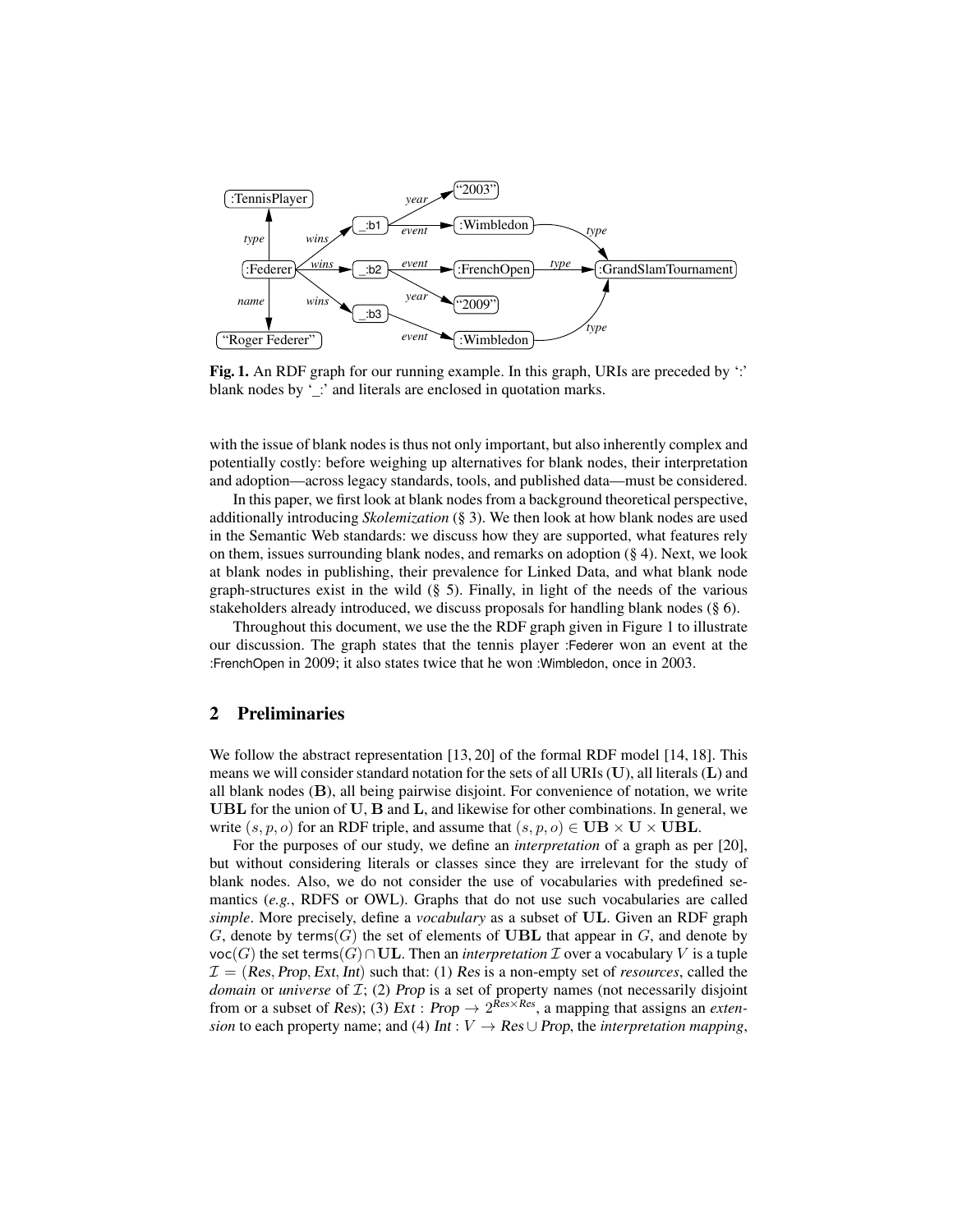**Fig. 1.** An RDF graph for our running example. In this graph, URIs are preceded by ':' blank nodes by '_:' and literals are enclosed in quotation marks.

with the issue of blank nodes is thus not only important, but also inherently complex and potentially costly: before weighing up alternatives for blank nodes, their interpretation and adoption—across legacy standards, tools, and published data—must be considered.

In this paper, we first look at blank nodes from a background theoretical perspective, additionally introducing *Skolemization* (§ 3). We then look at how blank nodes are used in the Semantic Web standards: we discuss how they are supported, what features rely on them, issues surrounding blank nodes, and remarks on adoption (§ 4). Next, we look at blank nodes in publishing, their prevalence for Linked Data, and what blank node graph-structures exist in the wild (§ 5). Finally, in light of the needs of the various stakeholders already introduced, we discuss proposals for handling blank nodes (§ 6).

Throughout this document, we use the the RDF graph given in Figure 1 to illustrate our discussion. The graph states that the tennis player :Federer won an event at the :FrenchOpen in 2009; it also states twice that he won :Wimbledon, once in 2003.

## 2 Preliminaries

We follow the abstract representation [13, 20] of the formal RDF model [14, 18]. This means we will consider standard notation for the sets of all URIs ($\mathbf{U}$), all literals ($\mathbf{L}$) and all blank nodes ($\mathbf{B}$), all being pairwise disjoint. For convenience of notation, we write $\mathbf{UBL}$ for the union of $\mathbf{U}$, $\mathbf{B}$ and $\mathbf{L}$, and likewise for other combinations. In general, we write $(s, p, o)$ for an RDF triple, and assume that $(s, p, o) \in \mathbf{UB} \times \mathbf{U} \times \mathbf{UBL}$.

For the purposes of our study, we define an *interpretation* of a graph as per [20], but without considering literals or classes since they are irrelevant for the study of blank nodes. Also, we do not consider the use of vocabularies with predefined semantics (*e.g.*, RDFS or OWL). Graphs that do not use such vocabularies are called *simple*. More precisely, define a *vocabulary* as a subset of $\mathbf{UL}$. Given an RDF graph $G$, denote by $\mathsf{terms}(G)$ the set of elements of $\mathbf{UBL}$ that appear in $G$, and denote by $\mathsf{voc}(G)$ the set $\mathsf{terms}(G) \cap \mathbf{UL}$. Then an *interpretation* $\mathcal{I}$ over a vocabulary $V$ is a tuple $\mathcal{I} = (\mathit{Res}, \mathit{Prop}, \mathit{Ext}, \mathit{Int})$ such that: (1) $\mathit{Res}$ is a non-empty set of *resources*, called the *domain* or *universe* of $\mathcal{I}$; (2) $\mathit{Prop}$ is a set of property names (not necessarily disjoint from or a subset of $\mathit{Res}$); (3) $\mathit{Ext} : \mathit{Prop} \rightarrow 2^{\mathit{Res} \times \mathit{Res}}$, a mapping that assigns an *extension* to each property name; and (4) $\mathit{Int} : V \rightarrow \mathit{Res} \cup \mathit{Prop}$, the *interpretation mapping*,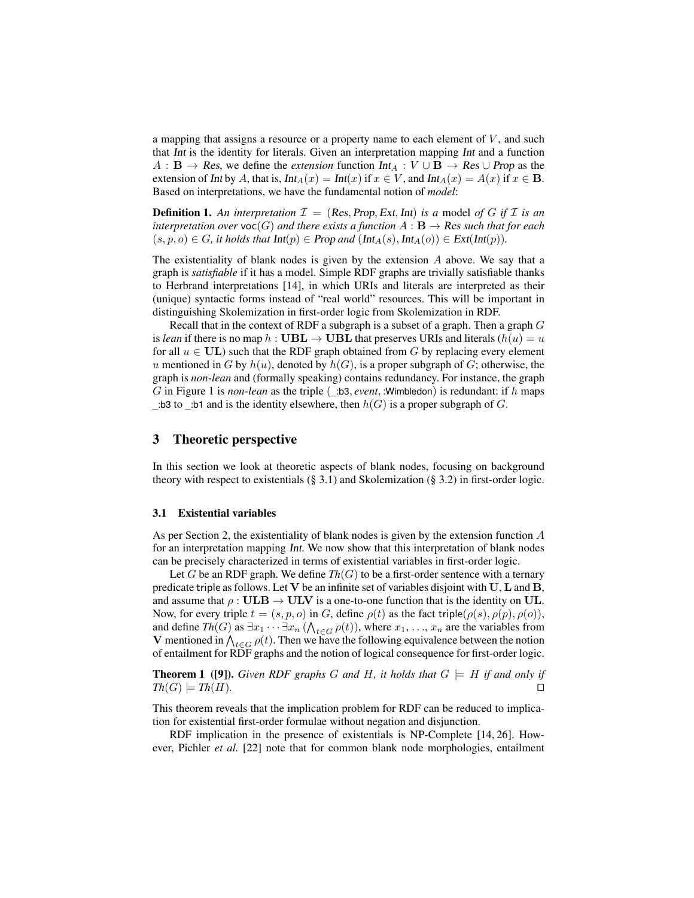a mapping that assigns a resource or a property name to each element of $V$, and such that *Int* is the identity for literals. Given an interpretation mapping *Int* and a function $A : \mathbf{B} \to \mathit{Res}$, we define the *extension* function $\mathit{Int}_A : V \cup \mathbf{B} \to \mathit{Res} \cup \mathit{Prop}$ as the extension of *Int* by $A$, that is, $\mathit{Int}_A(x) = \mathit{Int}(x)$ if $x \in V$, and $\mathit{Int}_A(x) = A(x)$ if $x \in \mathbf{B}$. Based on interpretations, we have the fundamental notion of *model*:

**Definition 1.** *An interpretation $\mathcal{I} = (\mathit{Res}, \mathit{Prop}, \mathit{Ext}, \mathit{Int})$ is a* model *of $G$ if $\mathcal{I}$ is an interpretation over $\mathsf{voc}(G)$ and there exists a function $A : \mathbf{B} \to \mathit{Res}$ such that for each $(s, p, o) \in G$, it holds that $\mathit{Int}(p) \in \mathit{Prop}$ and $(\mathit{Int}_A(s), \mathit{Int}_A(o)) \in \mathit{Ext}(\mathit{Int}(p))$.*

The existentiality of blank nodes is given by the extension $A$ above. We say that a graph is *satisfiable* if it has a model. Simple RDF graphs are trivially satisfiable thanks to Herbrand interpretations [14], in which URIs and literals are interpreted as their (unique) syntactic forms instead of "real world" resources. This will be important in distinguishing Skolemization in first-order logic from Skolemization in RDF.

Recall that in the context of RDF a subgraph is a subset of a graph. Then a graph $G$ is *lean* if there is no map $h : \mathbf{UBL} \to \mathbf{UBL}$ that preserves URIs and literals ($h(u) = u$ for all $u \in \mathbf{UL}$) such that the RDF graph obtained from $G$ by replacing every element $u$ mentioned in $G$ by $h(u)$, denoted by $h(G)$, is a proper subgraph of $G$; otherwise, the graph is *non-lean* and (formally speaking) contains redundancy. For instance, the graph $G$ in Figure 1 is *non-lean* as the triple (_:b3, *event*, :Wimbledon) is redundant: if $h$ maps _:b3 to _:b1 and is the identity elsewhere, then $h(G)$ is a proper subgraph of $G$.

## 3 Theoretic perspective

In this section we look at theoretic aspects of blank nodes, focusing on background theory with respect to existentials (§ 3.1) and Skolemization (§ 3.2) in first-order logic.

### 3.1 Existential variables

As per Section 2, the existentiality of blank nodes is given by the extension function $A$ for an interpretation mapping *Int*. We now show that this interpretation of blank nodes can be precisely characterized in terms of existential variables in first-order logic.

Let $G$ be an RDF graph. We define $\mathit{Th}(G)$ to be a first-order sentence with a ternary predicate triple as follows. Let $\mathbf{V}$ be an infinite set of variables disjoint with $\mathbf{U}$, $\mathbf{L}$ and $\mathbf{B}$, and assume that $\rho : \mathbf{ULB} \to \mathbf{ULV}$ is a one-to-one function that is the identity on $\mathbf{UL}$. Now, for every triple $t = (s, p, o)$ in $G$, define $\rho(t)$ as the fact $\mathsf{triple}(\rho(s), \rho(p), \rho(o))$, and define $\mathit{Th}(G)$ as $\exists x_1 \cdots \exists x_n \left(\bigwedge_{t \in G} \rho(t)\right)$, where $x_1, \ldots, x_n$ are the variables from $\mathbf{V}$ mentioned in $\bigwedge_{t \in G} \rho(t)$. Then we have the following equivalence between the notion of entailment for RDF graphs and the notion of logical consequence for first-order logic.

**Theorem 1 ([9]).** *Given RDF graphs $G$ and $H$, it holds that $G \models H$ if and only if $\mathit{Th}(G) \models \mathit{Th}(H)$.* □

This theorem reveals that the implication problem for RDF can be reduced to implication for existential first-order formulae without negation and disjunction.

RDF implication in the presence of existentials is NP-Complete [14, 26]. However, Pichler *et al.* [22] note that for common blank node morphologies, entailment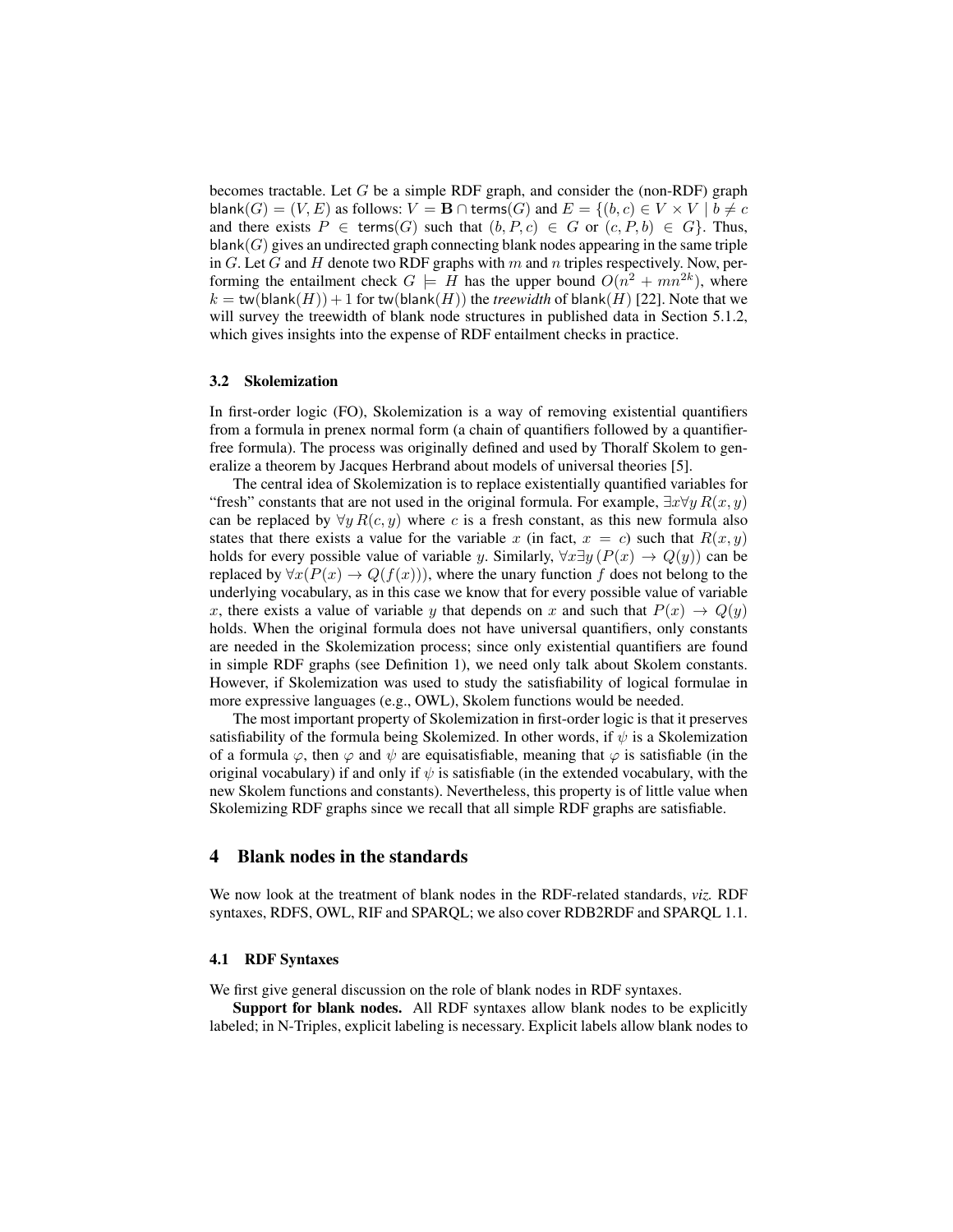becomes tractable. Let $G$ be a simple RDF graph, and consider the (non-RDF) graph $\mathsf{blank}(G) = (V, E)$ as follows: $V = \mathbf{B} \cap \mathsf{terms}(G)$ and $E = \{(b, c) \in V \times V \mid b \neq c$ and there exists $P \in \mathsf{terms}(G)$ such that $(b, P, c) \in G$ or $(c, P, b) \in G\}$. Thus, $\mathsf{blank}(G)$ gives an undirected graph connecting blank nodes appearing in the same triple in $G$. Let $G$ and $H$ denote two RDF graphs with $m$ and $n$ triples respectively. Now, performing the entailment check $G \models H$ has the upper bound $O(n^2 + mn^{2k})$, where $k = \mathsf{tw}(\mathsf{blank}(H)) + 1$ for $\mathsf{tw}(\mathsf{blank}(H))$ the *treewidth* of $\mathsf{blank}(H)$ [22]. Note that we will survey the treewidth of blank node structures in published data in Section 5.1.2, which gives insights into the expense of RDF entailment checks in practice.

### 3.2 Skolemization

In first-order logic (FO), Skolemization is a way of removing existential quantifiers from a formula in prenex normal form (a chain of quantifiers followed by a quantifier-free formula). The process was originally defined and used by Thoralf Skolem to generalize a theorem by Jacques Herbrand about models of universal theories [5].

The central idea of Skolemization is to replace existentially quantified variables for "fresh" constants that are not used in the original formula. For example, $\exists x \forall y\, R(x, y)$ can be replaced by $\forall y\, R(c, y)$ where $c$ is a fresh constant, as this new formula also states that there exists a value for the variable $x$ (in fact, $x = c$) such that $R(x, y)$ holds for every possible value of variable $y$. Similarly, $\forall x \exists y\, (P(x) \rightarrow Q(y))$ can be replaced by $\forall x (P(x) \rightarrow Q(f(x)))$, where the unary function $f$ does not belong to the underlying vocabulary, as in this case we know that for every possible value of variable $x$, there exists a value of variable $y$ that depends on $x$ and such that $P(x) \rightarrow Q(y)$ holds. When the original formula does not have universal quantifiers, only constants are needed in the Skolemization process; since only existential quantifiers are found in simple RDF graphs (see Definition 1), we need only talk about Skolem constants. However, if Skolemization was used to study the satisfiability of logical formulae in more expressive languages (e.g., OWL), Skolem functions would be needed.

The most important property of Skolemization in first-order logic is that it preserves satisfiability of the formula being Skolemized. In other words, if $\psi$ is a Skolemization of a formula $\varphi$, then $\varphi$ and $\psi$ are equisatisfiable, meaning that $\varphi$ is satisfiable (in the original vocabulary) if and only if $\psi$ is satisfiable (in the extended vocabulary, with the new Skolem functions and constants). Nevertheless, this property is of little value when Skolemizing RDF graphs since we recall that all simple RDF graphs are satisfiable.

## 4 Blank nodes in the standards

We now look at the treatment of blank nodes in the RDF-related standards, *viz.* RDF syntaxes, RDFS, OWL, RIF and SPARQL; we also cover RDB2RDF and SPARQL 1.1.

### 4.1 RDF Syntaxes

We first give general discussion on the role of blank nodes in RDF syntaxes.

**Support for blank nodes.** All RDF syntaxes allow blank nodes to be explicitly labeled; in N-Triples, explicit labeling is necessary. Explicit labels allow blank nodes to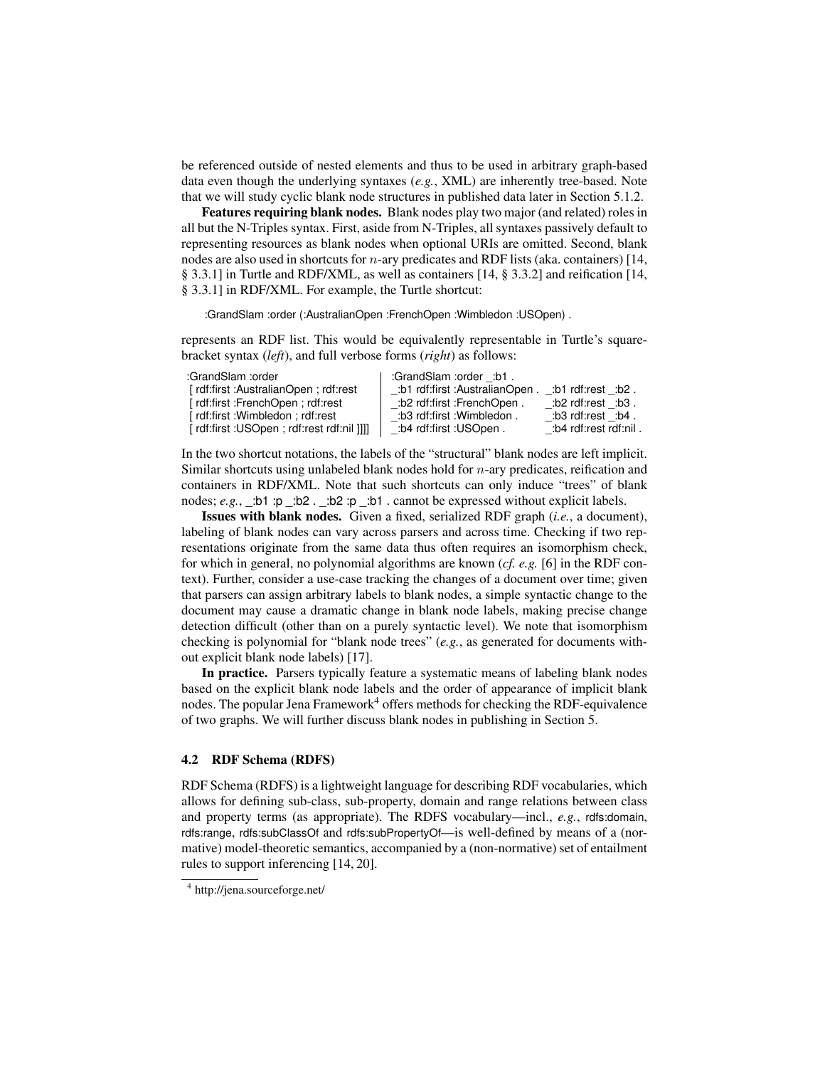be referenced outside of nested elements and thus to be used in arbitrary graph-based data even though the underlying syntaxes (*e.g.*, XML) are inherently tree-based. Note that we will study cyclic blank node structures in published data later in Section 5.1.2.

**Features requiring blank nodes.** Blank nodes play two major (and related) roles in all but the N-Triples syntax. First, aside from N-Triples, all syntaxes passively default to representing resources as blank nodes when optional URIs are omitted. Second, blank nodes are also used in shortcuts for $n$-ary predicates and RDF lists (aka. containers) [14, § 3.3.1] in Turtle and RDF/XML, as well as containers [14, § 3.3.2] and reification [14, § 3.3.1] in RDF/XML. For example, the Turtle shortcut:

```
:GrandSlam :order (:AustralianOpen :FrenchOpen :Wimbledon :USOpen) .
```

represents an RDF list. This would be equivalently representable in Turtle's square-bracket syntax (*left*), and full verbose forms (*right*) as follows:

```
:GrandSlam :order                                   | :GrandSlam :order _:b1 .
 [ rdf:first :AustralianOpen ; rdf:rest             | _:b1 rdf:first :AustralianOpen .  _:b1 rdf:rest _:b2 .
 [ rdf:first :FrenchOpen ; rdf:rest                 | _:b2 rdf:first :FrenchOpen .      _:b2 rdf:rest _:b3 .
 [ rdf:first :Wimbledon ; rdf:rest                  | _:b3 rdf:first :Wimbledon .       _:b3 rdf:rest _:b4 .
 [ rdf:first :USOpen ; rdf:rest rdf:nil ]]]]        | _:b4 rdf:first :USOpen .          _:b4 rdf:rest rdf:nil .
```

In the two shortcut notations, the labels of the "structural" blank nodes are left implicit. Similar shortcuts using unlabeled blank nodes hold for $n$-ary predicates, reification and containers in RDF/XML. Note that such shortcuts can only induce "trees" of blank nodes; *e.g.*, _:b1 :p _:b2 . _:b2 :p _:b1 . cannot be expressed without explicit labels.

**Issues with blank nodes.** Given a fixed, serialized RDF graph (*i.e.*, a document), labeling of blank nodes can vary across parsers and across time. Checking if two representations originate from the same data thus often requires an isomorphism check, for which in general, no polynomial algorithms are known (*cf. e.g.* [6] in the RDF context). Further, consider a use-case tracking the changes of a document over time; given that parsers can assign arbitrary labels to blank nodes, a simple syntactic change to the document may cause a dramatic change in blank node labels, making precise change detection difficult (other than on a purely syntactic level). We note that isomorphism checking is polynomial for "blank node trees" (*e.g.*, as generated for documents without explicit blank node labels) [17].

**In practice.** Parsers typically feature a systematic means of labeling blank nodes based on the explicit blank node labels and the order of appearance of implicit blank nodes. The popular Jena Framework[4] offers methods for checking the RDF-equivalence of two graphs. We will further discuss blank nodes in publishing in Section 5.

### 4.2 RDF Schema (RDFS)

RDF Schema (RDFS) is a lightweight language for describing RDF vocabularies, which allows for defining sub-class, sub-property, domain and range relations between class and property terms (as appropriate). The RDFS vocabulary—incl., *e.g.*, rdfs:domain, rdfs:range, rdfs:subClassOf and rdfs:subPropertyOf—is well-defined by means of a (normative) model-theoretic semantics, accompanied by a (non-normative) set of entailment rules to support inferencing [14, 20].

[4] http://jena.sourceforge.net/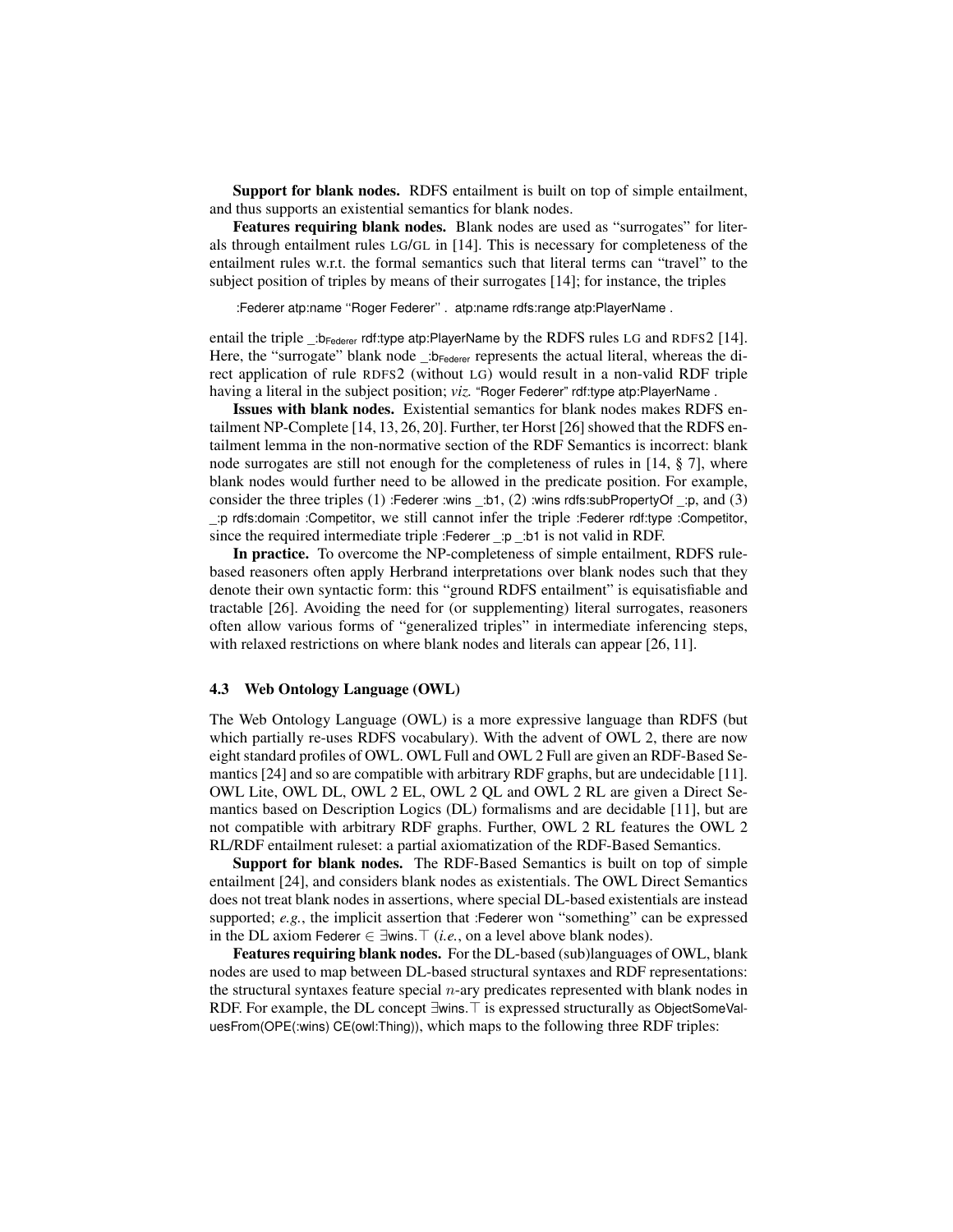**Support for blank nodes.** RDFS entailment is built on top of simple entailment, and thus supports an existential semantics for blank nodes.

**Features requiring blank nodes.** Blank nodes are used as "surrogates" for literals through entailment rules LG/GL in [14]. This is necessary for completeness of the entailment rules w.r.t. the formal semantics such that literal terms can "travel" to the subject position of triples by means of their surrogates [14]; for instance, the triples

```
:Federer atp:name "Roger Federer" .  atp:name rdfs:range atp:PlayerName .
```

entail the triple _:b$_{\text{Federer}}$ rdf:type atp:PlayerName by the RDFS rules LG and RDFS2 [14]. Here, the "surrogate" blank node _:b$_{\text{Federer}}$ represents the actual literal, whereas the direct application of rule RDFS2 (without LG) would result in a non-valid RDF triple having a literal in the subject position; *viz.* "Roger Federer" rdf:type atp:PlayerName .

**Issues with blank nodes.** Existential semantics for blank nodes makes RDFS entailment NP-Complete [14, 13, 26, 20]. Further, ter Horst [26] showed that the RDFS entailment lemma in the non-normative section of the RDF Semantics is incorrect: blank node surrogates are still not enough for the completeness of rules in [14, § 7], where blank nodes would further need to be allowed in the predicate position. For example, consider the three triples (1) :Federer :wins _:b1, (2) :wins rdfs:subPropertyOf _:p, and (3) _:p rdfs:domain :Competitor, we still cannot infer the triple :Federer rdf:type :Competitor, since the required intermediate triple :Federer _:p _:b1 is not valid in RDF.

**In practice.** To overcome the NP-completeness of simple entailment, RDFS rule-based reasoners often apply Herbrand interpretations over blank nodes such that they denote their own syntactic form: this "ground RDFS entailment" is equisatisfiable and tractable [26]. Avoiding the need for (or supplementing) literal surrogates, reasoners often allow various forms of "generalized triples" in intermediate inferencing steps, with relaxed restrictions on where blank nodes and literals can appear [26, 11].

### 4.3 Web Ontology Language (OWL)

The Web Ontology Language (OWL) is a more expressive language than RDFS (but which partially re-uses RDFS vocabulary). With the advent of OWL 2, there are now eight standard profiles of OWL. OWL Full and OWL 2 Full are given an RDF-Based Semantics [24] and so are compatible with arbitrary RDF graphs, but are undecidable [11]. OWL Lite, OWL DL, OWL 2 EL, OWL 2 QL and OWL 2 RL are given a Direct Semantics based on Description Logics (DL) formalisms and are decidable [11], but are not compatible with arbitrary RDF graphs. Further, OWL 2 RL features the OWL 2 RL/RDF entailment ruleset: a partial axiomatization of the RDF-Based Semantics.

**Support for blank nodes.** The RDF-Based Semantics is built on top of simple entailment [24], and considers blank nodes as existentials. The OWL Direct Semantics does not treat blank nodes in assertions, where special DL-based existentials are instead supported; *e.g.*, the implicit assertion that :Federer won "something" can be expressed in the DL axiom Federer $\in \exists$wins.$\top$ (*i.e.*, on a level above blank nodes).

**Features requiring blank nodes.** For the DL-based (sub)languages of OWL, blank nodes are used to map between DL-based structural syntaxes and RDF representations: the structural syntaxes feature special $n$-ary predicates represented with blank nodes in RDF. For example, the DL concept $\exists$wins.$\top$ is expressed structurally as ObjectSomeValuesFrom(OPE(:wins) CE(owl:Thing)), which maps to the following three RDF triples: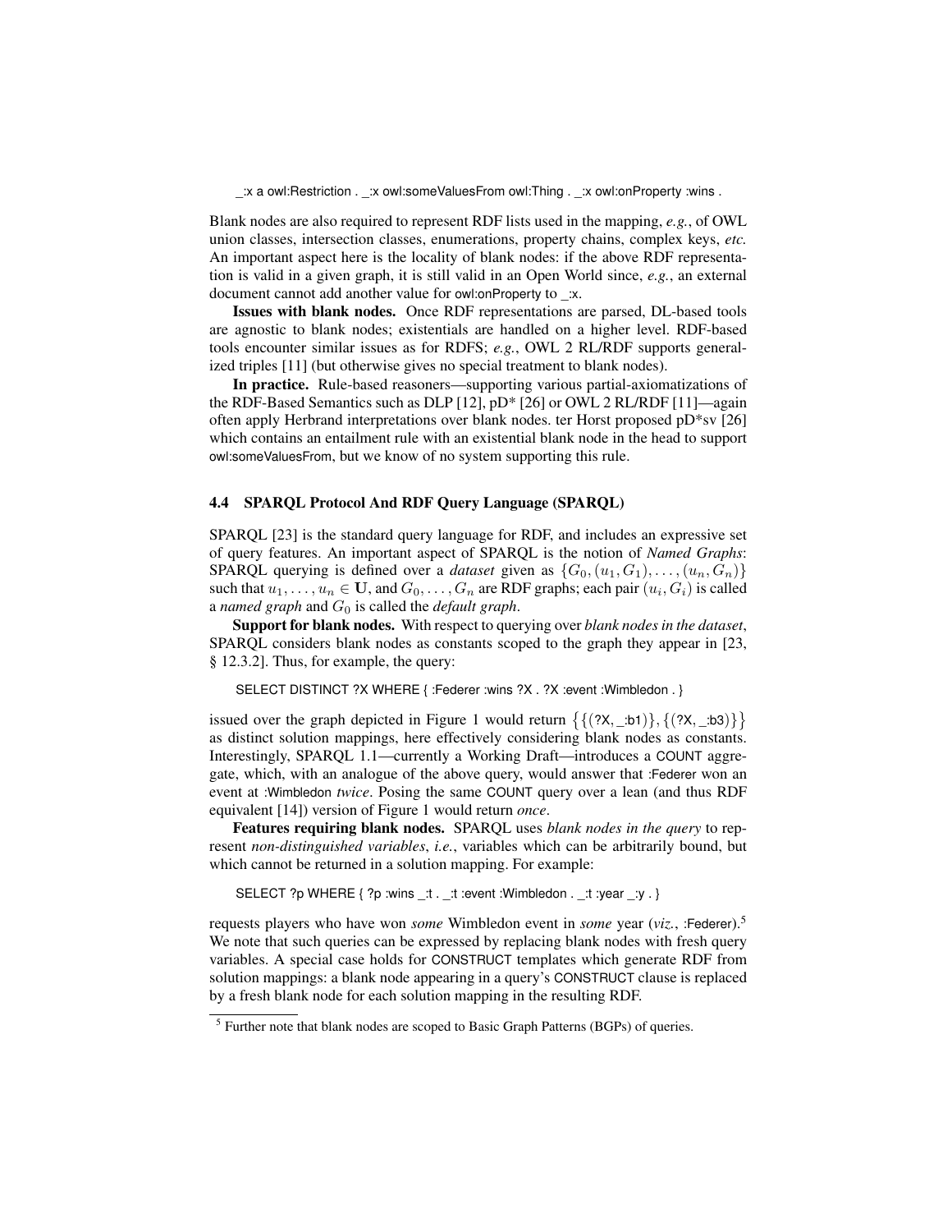```
_:x a owl:Restriction . _:x owl:someValuesFrom owl:Thing . _:x owl:onProperty :wins .
```

Blank nodes are also required to represent RDF lists used in the mapping, *e.g.*, of OWL union classes, intersection classes, enumerations, property chains, complex keys, *etc.* An important aspect here is the locality of blank nodes: if the above RDF representation is valid in a given graph, it is still valid in an Open World since, *e.g.*, an external document cannot add another value for owl:onProperty to _:x.

**Issues with blank nodes.** Once RDF representations are parsed, DL-based tools are agnostic to blank nodes; existentials are handled on a higher level. RDF-based tools encounter similar issues as for RDFS; *e.g.*, OWL 2 RL/RDF supports generalized triples [11] (but otherwise gives no special treatment to blank nodes).

**In practice.** Rule-based reasoners—supporting various partial-axiomatizations of the RDF-Based Semantics such as DLP [12], pD* [26] or OWL 2 RL/RDF [11]—again often apply Herbrand interpretations over blank nodes. ter Horst proposed pD*sv [26] which contains an entailment rule with an existential blank node in the head to support owl:someValuesFrom, but we know of no system supporting this rule.

### 4.4 SPARQL Protocol And RDF Query Language (SPARQL)

SPARQL [23] is the standard query language for RDF, and includes an expressive set of query features. An important aspect of SPARQL is the notion of *Named Graphs*: SPARQL querying is defined over a *dataset* given as $\{G_0, (u_1, G_1), \ldots, (u_n, G_n)\}$ such that $u_1, \ldots, u_n \in \mathbf{U}$, and $G_0, \ldots, G_n$ are RDF graphs; each pair $(u_i, G_i)$ is called a *named graph* and $G_0$ is called the *default graph*.

**Support for blank nodes.** With respect to querying over *blank nodes in the dataset*, SPARQL considers blank nodes as constants scoped to the graph they appear in [23, § 12.3.2]. Thus, for example, the query:

```
SELECT DISTINCT ?X WHERE { :Federer :wins ?X . ?X :event :Wimbledon . }
```

issued over the graph depicted in Figure 1 would return $\{\{(\text{?X}, \text{_:b1})\}, \{(\text{?X}, \text{_:b3})\}\}$ as distinct solution mappings, here effectively considering blank nodes as constants. Interestingly, SPARQL 1.1—currently a Working Draft—introduces a COUNT aggregate, which, with an analogue of the above query, would answer that :Federer won an event at :Wimbledon *twice*. Posing the same COUNT query over a lean (and thus RDF equivalent [14]) version of Figure 1 would return *once*.

**Features requiring blank nodes.** SPARQL uses *blank nodes in the query* to represent *non-distinguished variables*, *i.e.*, variables which can be arbitrarily bound, but which cannot be returned in a solution mapping. For example:

```
SELECT ?p WHERE { ?p :wins _:t . _:t :event :Wimbledon . _:t :year _:y . }
```

requests players who have won *some* Wimbledon event in *some* year (*viz.*, :Federer).[5] We note that such queries can be expressed by replacing blank nodes with fresh query variables. A special case holds for CONSTRUCT templates which generate RDF from solution mappings: a blank node appearing in a query's CONSTRUCT clause is replaced by a fresh blank node for each solution mapping in the resulting RDF.

[5] Further note that blank nodes are scoped to Basic Graph Patterns (BGPs) of queries.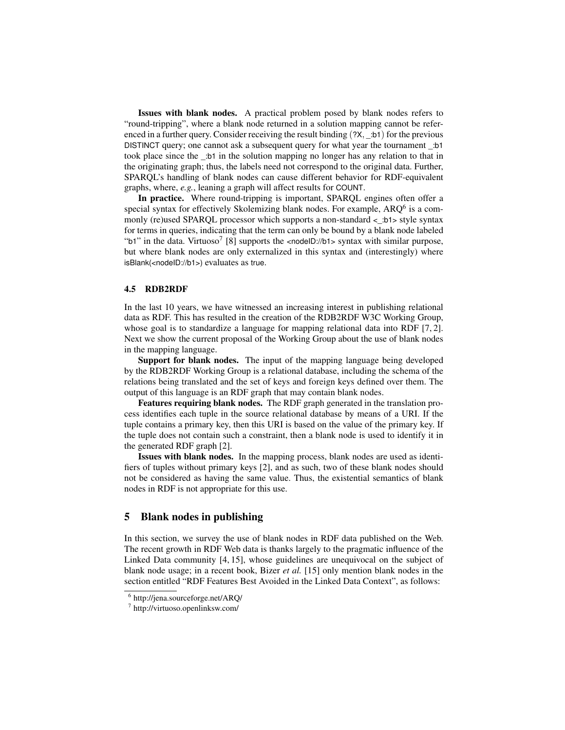**Issues with blank nodes.** A practical problem posed by blank nodes refers to "round-tripping", where a blank node returned in a solution mapping cannot be referenced in a further query. Consider receiving the result binding (?X, _:b1) for the previous DISTINCT query; one cannot ask a subsequent query for what year the tournament _:b1 took place since the _:b1 in the solution mapping no longer has any relation to that in the originating graph; thus, the labels need not correspond to the original data. Further, SPARQL's handling of blank nodes can cause different behavior for RDF-equivalent graphs, where, *e.g.*, leaning a graph will affect results for COUNT.

**In practice.** Where round-tripping is important, SPARQL engines often offer a special syntax for effectively Skolemizing blank nodes. For example, ARQ[6] is a commonly (re)used SPARQL processor which supports a non-standard <_:b1> style syntax for terms in queries, indicating that the term can only be bound by a blank node labeled "b1" in the data. Virtuoso[7] [8] supports the <nodeID://b1> syntax with similar purpose, but where blank nodes are only externalized in this syntax and (interestingly) where isBlank(<nodeID://b1>) evaluates as true.

### 4.5 RDB2RDF

In the last 10 years, we have witnessed an increasing interest in publishing relational data as RDF. This has resulted in the creation of the RDB2RDF W3C Working Group, whose goal is to standardize a language for mapping relational data into RDF [7, 2]. Next we show the current proposal of the Working Group about the use of blank nodes in the mapping language.

**Support for blank nodes.** The input of the mapping language being developed by the RDB2RDF Working Group is a relational database, including the schema of the relations being translated and the set of keys and foreign keys defined over them. The output of this language is an RDF graph that may contain blank nodes.

**Features requiring blank nodes.** The RDF graph generated in the translation process identifies each tuple in the source relational database by means of a URI. If the tuple contains a primary key, then this URI is based on the value of the primary key. If the tuple does not contain such a constraint, then a blank node is used to identify it in the generated RDF graph [2].

**Issues with blank nodes.** In the mapping process, blank nodes are used as identifiers of tuples without primary keys [2], and as such, two of these blank nodes should not be considered as having the same value. Thus, the existential semantics of blank nodes in RDF is not appropriate for this use.

## 5 Blank nodes in publishing

In this section, we survey the use of blank nodes in RDF data published on the Web. The recent growth in RDF Web data is thanks largely to the pragmatic influence of the Linked Data community [4, 15], whose guidelines are unequivocal on the subject of blank node usage; in a recent book, Bizer *et al.* [15] only mention blank nodes in the section entitled "RDF Features Best Avoided in the Linked Data Context", as follows:

[6] http://jena.sourceforge.net/ARQ/

[7] http://virtuoso.openlinksw.com/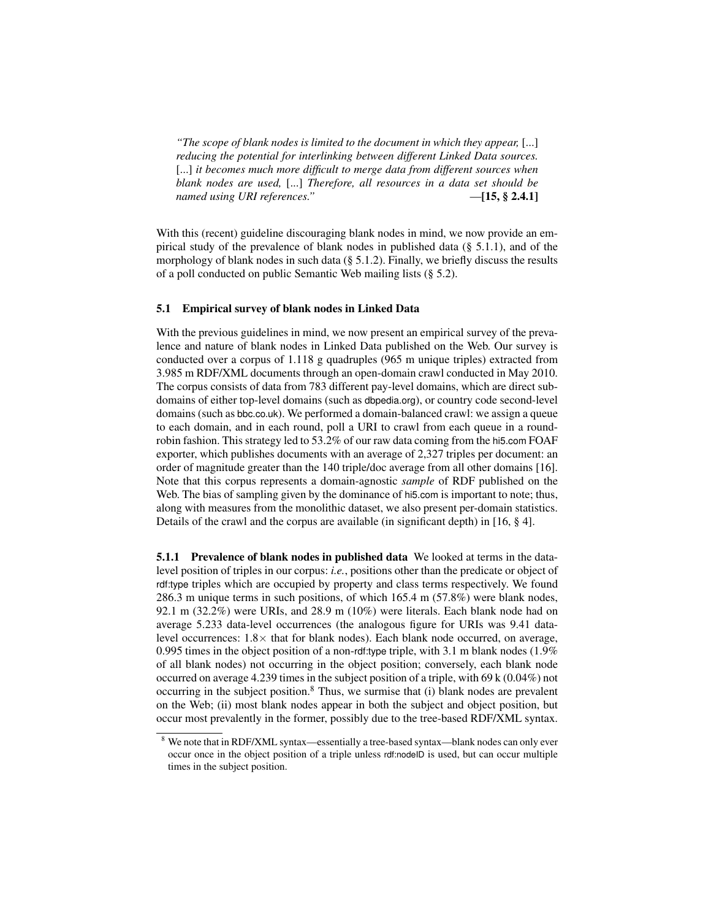> *"The scope of blank nodes is limited to the document in which they appear,* [...] *reducing the potential for interlinking between different Linked Data sources.* [...] *it becomes much more difficult to merge data from different sources when blank nodes are used,* [...] *Therefore, all resources in a data set should be named using URI references."* —**[15, § 2.4.1]**

With this (recent) guideline discouraging blank nodes in mind, we now provide an empirical study of the prevalence of blank nodes in published data (§ 5.1.1), and of the morphology of blank nodes in such data (§ 5.1.2). Finally, we briefly discuss the results of a poll conducted on public Semantic Web mailing lists (§ 5.2).

### 5.1 Empirical survey of blank nodes in Linked Data

With the previous guidelines in mind, we now present an empirical survey of the prevalence and nature of blank nodes in Linked Data published on the Web. Our survey is conducted over a corpus of 1.118 g quadruples (965 m unique triples) extracted from 3.985 m RDF/XML documents through an open-domain crawl conducted in May 2010. The corpus consists of data from 783 different pay-level domains, which are direct subdomains of either top-level domains (such as dbpedia.org), or country code second-level domains (such as bbc.co.uk). We performed a domain-balanced crawl: we assign a queue to each domain, and in each round, poll a URI to crawl from each queue in a round-robin fashion. This strategy led to 53.2% of our raw data coming from the hi5.com FOAF exporter, which publishes documents with an average of 2,327 triples per document: an order of magnitude greater than the 140 triple/doc average from all other domains [16]. Note that this corpus represents a domain-agnostic *sample* of RDF published on the Web. The bias of sampling given by the dominance of hi5.com is important to note; thus, along with measures from the monolithic dataset, we also present per-domain statistics. Details of the crawl and the corpus are available (in significant depth) in [16, § 4].

**5.1.1 Prevalence of blank nodes in published data** We looked at terms in the data-level position of triples in our corpus: *i.e.*, positions other than the predicate or object of rdf:type triples which are occupied by property and class terms respectively. We found 286.3 m unique terms in such positions, of which 165.4 m (57.8%) were blank nodes, 92.1 m (32.2%) were URIs, and 28.9 m (10%) were literals. Each blank node had on average 5.233 data-level occurrences (the analogous figure for URIs was 9.41 data-level occurrences: $1.8\times$ that for blank nodes). Each blank node occurred, on average, 0.995 times in the object position of a non-rdf:type triple, with 3.1 m blank nodes (1.9% of all blank nodes) not occurring in the object position; conversely, each blank node occurred on average 4.239 times in the subject position of a triple, with 69 k (0.04%) not occurring in the subject position.[8] Thus, we surmise that (i) blank nodes are prevalent on the Web; (ii) most blank nodes appear in both the subject and object position, but occur most prevalently in the former, possibly due to the tree-based RDF/XML syntax.

[8] We note that in RDF/XML syntax—essentially a tree-based syntax—blank nodes can only ever occur once in the object position of a triple unless rdf:nodeID is used, but can occur multiple times in the subject position.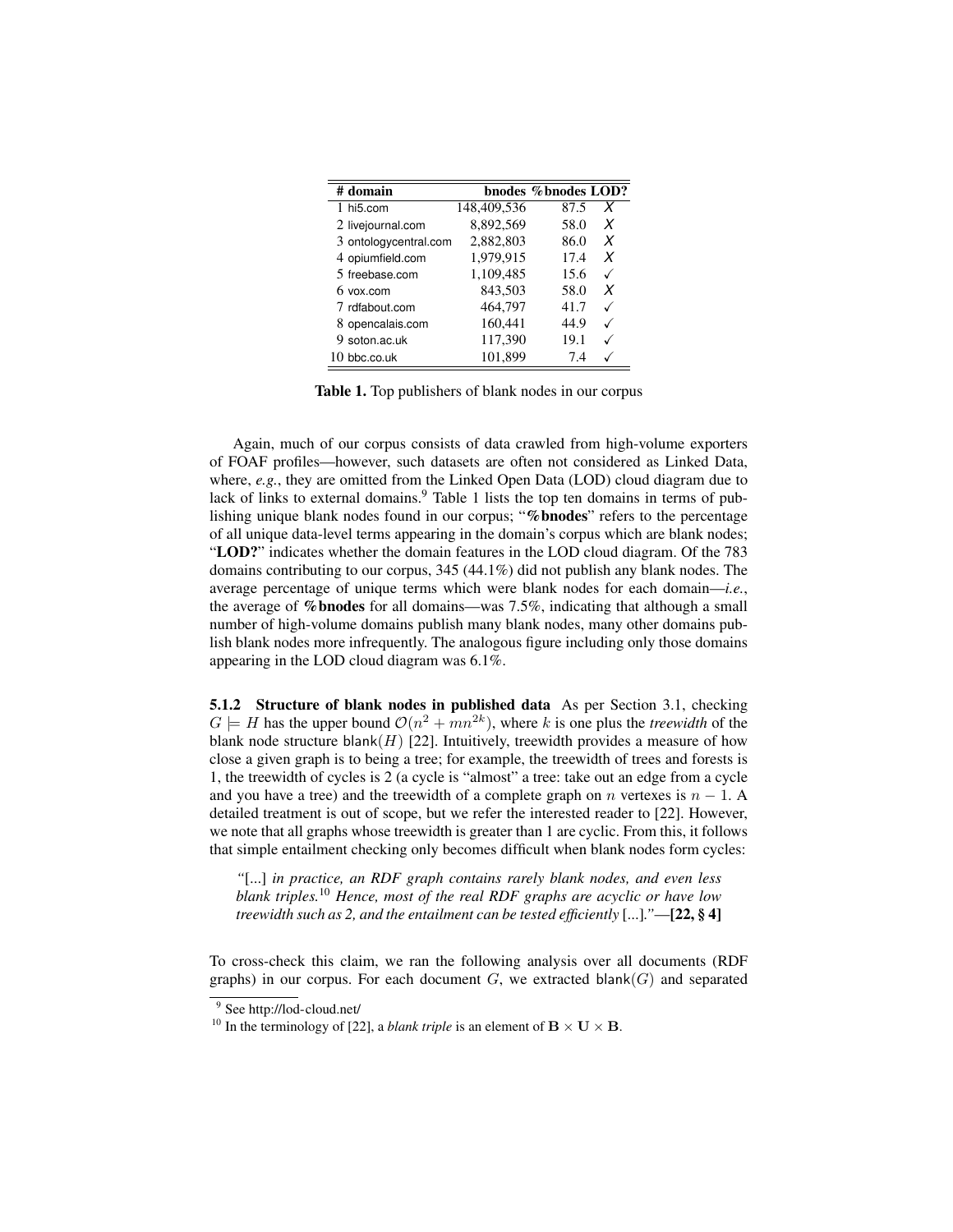| # | domain | bnodes | %bnodes | LOD? |
|---|---|---|---|---|
| 1 | hi5.com | 148,409,536 | 87.5 | ✗ |
| 2 | livejournal.com | 8,892,569 | 58.0 | ✗ |
| 3 | ontologycentral.com | 2,882,803 | 86.0 | ✗ |
| 4 | opiumfield.com | 1,979,915 | 17.4 | ✗ |
| 5 | freebase.com | 1,109,485 | 15.6 | ✓ |
| 6 | vox.com | 843,503 | 58.0 | ✗ |
| 7 | rdfabout.com | 464,797 | 41.7 | ✓ |
| 8 | opencalais.com | 160,441 | 44.9 | ✓ |
| 9 | soton.ac.uk | 117,390 | 19.1 | ✓ |
| 10 | bbc.co.uk | 101,899 | 7.4 | ✓ |

**Table 1.** Top publishers of blank nodes in our corpus

Again, much of our corpus consists of data crawled from high-volume exporters of FOAF profiles—however, such datasets are often not considered as Linked Data, where, *e.g.*, they are omitted from the Linked Open Data (LOD) cloud diagram due to lack of links to external domains.[9] Table 1 lists the top ten domains in terms of publishing unique blank nodes found in our corpus; "**%bnodes**" refers to the percentage of all unique data-level terms appearing in the domain's corpus which are blank nodes; "**LOD?**" indicates whether the domain features in the LOD cloud diagram. Of the 783 domains contributing to our corpus, 345 (44.1%) did not publish any blank nodes. The average percentage of unique terms which were blank nodes for each domain—*i.e.*, the average of **%bnodes** for all domains—was 7.5%, indicating that although a small number of high-volume domains publish many blank nodes, many other domains publish blank nodes more infrequently. The analogous figure including only those domains appearing in the LOD cloud diagram was 6.1%.

**5.1.2 Structure of blank nodes in published data** As per Section 3.1, checking $G \models H$ has the upper bound $\mathcal{O}(n^2 + mn^{2k})$, where $k$ is one plus the *treewidth* of the blank node structure $\mathsf{blank}(H)$ [22]. Intuitively, treewidth provides a measure of how close a given graph is to being a tree; for example, the treewidth of trees and forests is 1, the treewidth of cycles is 2 (a cycle is "almost" a tree: take out an edge from a cycle and you have a tree) and the treewidth of a complete graph on $n$ vertexes is $n - 1$. A detailed treatment is out of scope, but we refer the interested reader to [22]. However, we note that all graphs whose treewidth is greater than 1 are cyclic. From this, it follows that simple entailment checking only becomes difficult when blank nodes form cycles:

> *"*[...] *in practice, an RDF graph contains rarely blank nodes, and even less blank triples.*[10] *Hence, most of the real RDF graphs are acyclic or have low treewidth such as 2, and the entailment can be tested efficiently* [...]*."*—**[22, § 4]**

To cross-check this claim, we ran the following analysis over all documents (RDF graphs) in our corpus. For each document $G$, we extracted $\mathsf{blank}(G)$ and separated

[9] See http://lod-cloud.net/

[10] In the terminology of [22], a *blank triple* is an element of $\mathbf{B} \times \mathbf{U} \times \mathbf{B}$.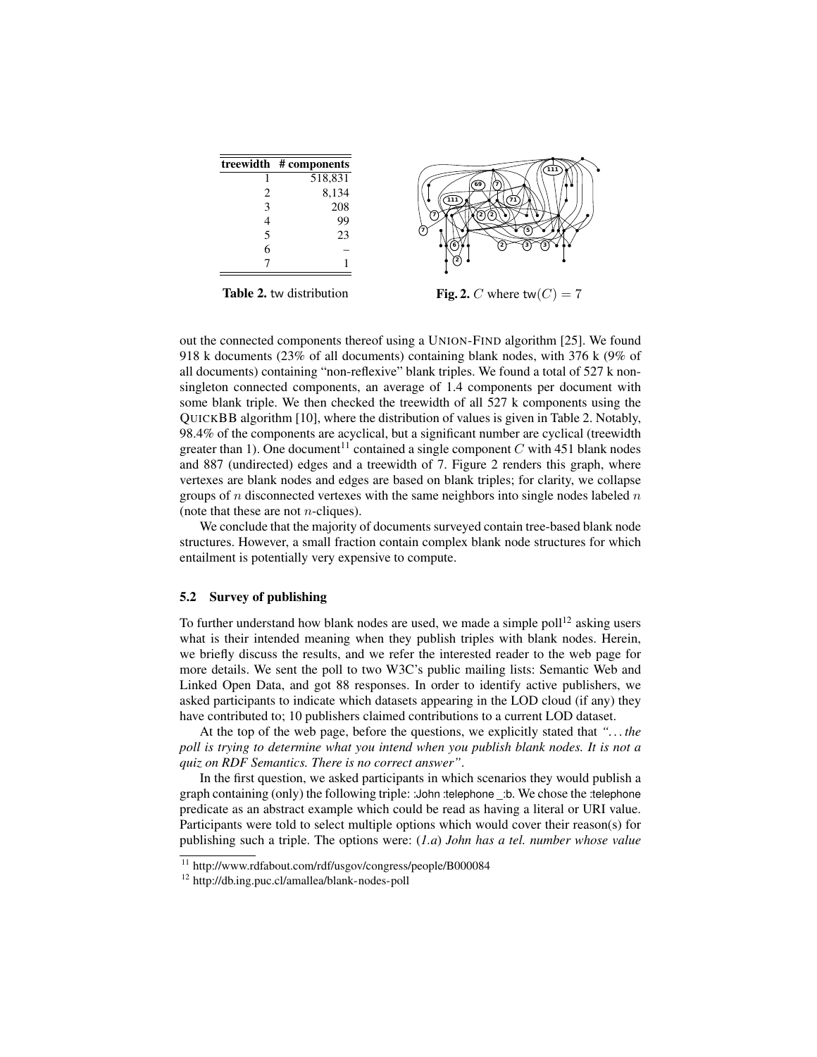| treewidth | # components |
|---|---|
| 1 | 518,831 |
| 2 | 8,134 |
| 3 | 208 |
| 4 | 99 |
| 5 | 23 |
| 6 | – |
| 7 | 1 |

**Table 2.** tw distribution

**Fig. 2.** $C$ where $\mathsf{tw}(C) = 7$

out the connected components thereof using a UNION-FIND algorithm [25]. We found 918 k documents (23% of all documents) containing blank nodes, with 376 k (9% of all documents) containing "non-reflexive" blank triples. We found a total of 527 k non-singleton connected components, an average of 1.4 components per document with some blank triple. We then checked the treewidth of all 527 k components using the QUICKBB algorithm [10], where the distribution of values is given in Table 2. Notably, 98.4% of the components are acyclical, but a significant number are cyclical (treewidth greater than 1). One document[11] contained a single component $C$ with 451 blank nodes and 887 (undirected) edges and a treewidth of 7. Figure 2 renders this graph, where vertexes are blank nodes and edges are based on blank triples; for clarity, we collapse groups of $n$ disconnected vertexes with the same neighbors into single nodes labeled $n$ (note that these are not $n$-cliques).

We conclude that the majority of documents surveyed contain tree-based blank node structures. However, a small fraction contain complex blank node structures for which entailment is potentially very expensive to compute.

### 5.2 Survey of publishing

To further understand how blank nodes are used, we made a simple poll[12] asking users what is their intended meaning when they publish triples with blank nodes. Herein, we briefly discuss the results, and we refer the interested reader to the web page for more details. We sent the poll to two W3C's public mailing lists: Semantic Web and Linked Open Data, and got 88 responses. In order to identify active publishers, we asked participants to indicate which datasets appearing in the LOD cloud (if any) they have contributed to; 10 publishers claimed contributions to a current LOD dataset.

At the top of the web page, before the questions, we explicitly stated that *"... the poll is trying to determine what you intend when you publish blank nodes. It is not a quiz on RDF Semantics. There is no correct answer"*.

In the first question, we asked participants in which scenarios they would publish a graph containing (only) the following triple: :John :telephone _:b. We chose the :telephone predicate as an abstract example which could be read as having a literal or URI value. Participants were told to select multiple options which would cover their reason(s) for publishing such a triple. The options were: (*1.a*) *John has a tel. number whose value*

[11] http://www.rdfabout.com/rdf/usgov/congress/people/B000084

[12] http://db.ing.puc.cl/amallea/blank-nodes-poll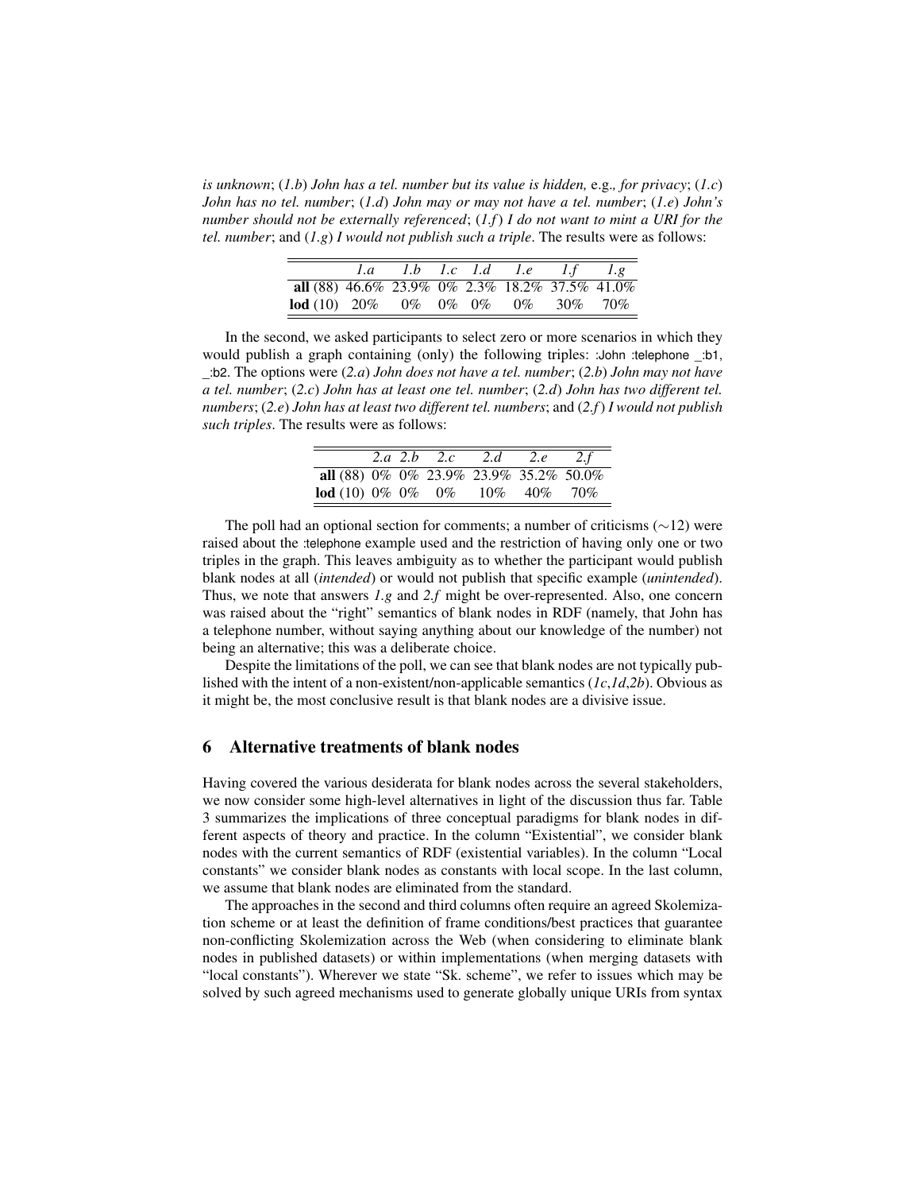*is unknown*; (*1.b*) *John has a tel. number but its value is hidden,* e.g.*, for privacy*; (*1.c*) *John has no tel. number*; (*1.d*) *John may or may not have a tel. number*; (*1.e*) *John's number should not be externally referenced*; (*1.f*) *I do not want to mint a URI for the tel. number*; and (*1.g*) *I would not publish such a triple*. The results were as follows:

| | *1.a* | *1.b* | *1.c* | *1.d* | *1.e* | *1.f* | *1.g* |
|---|---|---|---|---|---|---|---|
| **all** (88) | 46.6% | 23.9% | 0% | 2.3% | 18.2% | 37.5% | 41.0% |
| **lod** (10) | 20% | 0% | 0% | 0% | 0% | 30% | 70% |

In the second, we asked participants to select zero or more scenarios in which they would publish a graph containing (only) the following triples: :John :telephone _:b1, _:b2. The options were (*2.a*) *John does not have a tel. number*; (*2.b*) *John may not have a tel. number*; (*2.c*) *John has at least one tel. number*; (*2.d*) *John has two different tel. numbers*; (*2.e*) *John has at least two different tel. numbers*; and (*2.f*) *I would not publish such triples*. The results were as follows:

| | *2.a* | *2.b* | *2.c* | *2.d* | *2.e* | *2.f* |
|---|---|---|---|---|---|---|
| **all** (88) | 0% | 0% | 23.9% | 23.9% | 35.2% | 50.0% |
| **lod** (10) | 0% | 0% | 0% | 10% | 40% | 70% |

The poll had an optional section for comments; a number of criticisms (∼12) were raised about the :telephone example used and the restriction of having only one or two triples in the graph. This leaves ambiguity as to whether the participant would publish blank nodes at all (*intended*) or would not publish that specific example (*unintended*). Thus, we note that answers *1.g* and *2.f* might be over-represented. Also, one concern was raised about the "right" semantics of blank nodes in RDF (namely, that John has a telephone number, without saying anything about our knowledge of the number) not being an alternative; this was a deliberate choice.

Despite the limitations of the poll, we can see that blank nodes are not typically published with the intent of a non-existent/non-applicable semantics (*1c*,*1d*,*2b*). Obvious as it might be, the most conclusive result is that blank nodes are a divisive issue.

## 6 Alternative treatments of blank nodes

Having covered the various desiderata for blank nodes across the several stakeholders, we now consider some high-level alternatives in light of the discussion thus far. Table 3 summarizes the implications of three conceptual paradigms for blank nodes in different aspects of theory and practice. In the column "Existential", we consider blank nodes with the current semantics of RDF (existential variables). In the column "Local constants" we consider blank nodes as constants with local scope. In the last column, we assume that blank nodes are eliminated from the standard.

The approaches in the second and third columns often require an agreed Skolemization scheme or at least the definition of frame conditions/best practices that guarantee non-conflicting Skolemization across the Web (when considering to eliminate blank nodes in published datasets) or within implementations (when merging datasets with "local constants"). Wherever we state "Sk. scheme", we refer to issues which may be solved by such agreed mechanisms used to generate globally unique URIs from syntax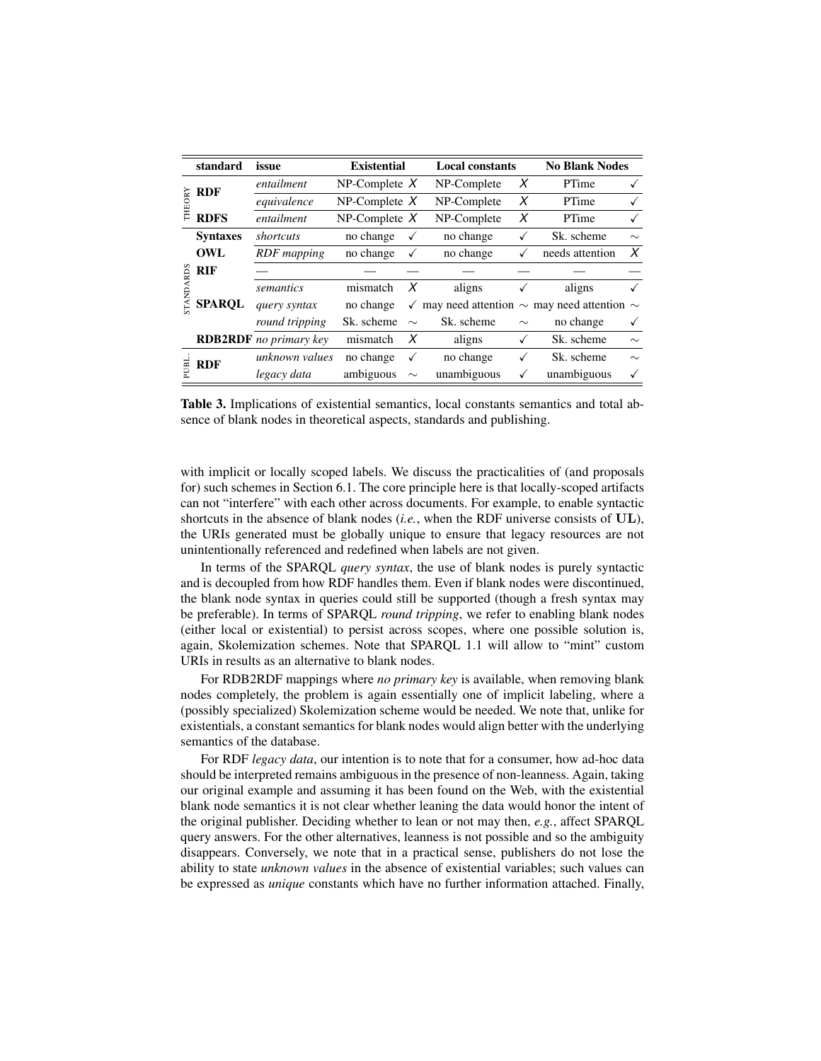| | standard | issue | Existential | | Local constants | | No Blank Nodes | |
|---|---|---|---|---|---|---|---|---|
| THEORY | **RDF** | *entailment* | NP-Complete | ✗ | NP-Complete | ✗ | PTime | ✓ |
| | | *equivalence* | NP-Complete | ✗ | NP-Complete | ✗ | PTime | ✓ |
| | **RDFS** | *entailment* | NP-Complete | ✗ | NP-Complete | ✗ | PTime | ✓ |
| STANDARDS | **Syntaxes** | *shortcuts* | no change | ✓ | no change | ✓ | Sk. scheme | ∼ |
| | **OWL** | *RDF mapping* | no change | ✓ | no change | ✓ | needs attention | ✗ |
| | **RIF** | — | — | — | — | — | — | — |
| | **SPARQL** | *semantics* | mismatch | ✗ | aligns | ✓ | aligns | ✓ |
| | | *query syntax* | no change | ✓ | may need attention | ∼ | may need attention | ∼ |
| | | *round tripping* | Sk. scheme | ∼ | Sk. scheme | ∼ | no change | ✓ |
| | **RDB2RDF** | *no primary key* | mismatch | ✗ | aligns | ✓ | Sk. scheme | ∼ |
| PUBL. | **RDF** | *unknown values* | no change | ✓ | no change | ✓ | Sk. scheme | ∼ |
| | | *legacy data* | ambiguous | ∼ | unambiguous | ✓ | unambiguous | ✓ |

**Table 3.** Implications of existential semantics, local constants semantics and total absence of blank nodes in theoretical aspects, standards and publishing.

with implicit or locally scoped labels. We discuss the practicalities of (and proposals for) such schemes in Section 6.1. The core principle here is that locally-scoped artifacts can not "interfere" with each other across documents. For example, to enable syntactic shortcuts in the absence of blank nodes (*i.e.*, when the RDF universe consists of **UL**), the URIs generated must be globally unique to ensure that legacy resources are not unintentionally referenced and redefined when labels are not given.

In terms of the SPARQL *query syntax*, the use of blank nodes is purely syntactic and is decoupled from how RDF handles them. Even if blank nodes were discontinued, the blank node syntax in queries could still be supported (though a fresh syntax may be preferable). In terms of SPARQL *round tripping*, we refer to enabling blank nodes (either local or existential) to persist across scopes, where one possible solution is, again, Skolemization schemes. Note that SPARQL 1.1 will allow to "mint" custom URIs in results as an alternative to blank nodes.

For RDB2RDF mappings where *no primary key* is available, when removing blank nodes completely, the problem is again essentially one of implicit labeling, where a (possibly specialized) Skolemization scheme would be needed. We note that, unlike for existentials, a constant semantics for blank nodes would align better with the underlying semantics of the database.

For RDF *legacy data*, our intention is to note that for a consumer, how ad-hoc data should be interpreted remains ambiguous in the presence of non-leanness. Again, taking our original example and assuming it has been found on the Web, with the existential blank node semantics it is not clear whether leaning the data would honor the intent of the original publisher. Deciding whether to lean or not may then, *e.g.*, affect SPARQL query answers. For the other alternatives, leanness is not possible and so the ambiguity disappears. Conversely, we note that in a practical sense, publishers do not lose the ability to state *unknown values* in the absence of existential variables; such values can be expressed as *unique* constants which have no further information attached. Finally,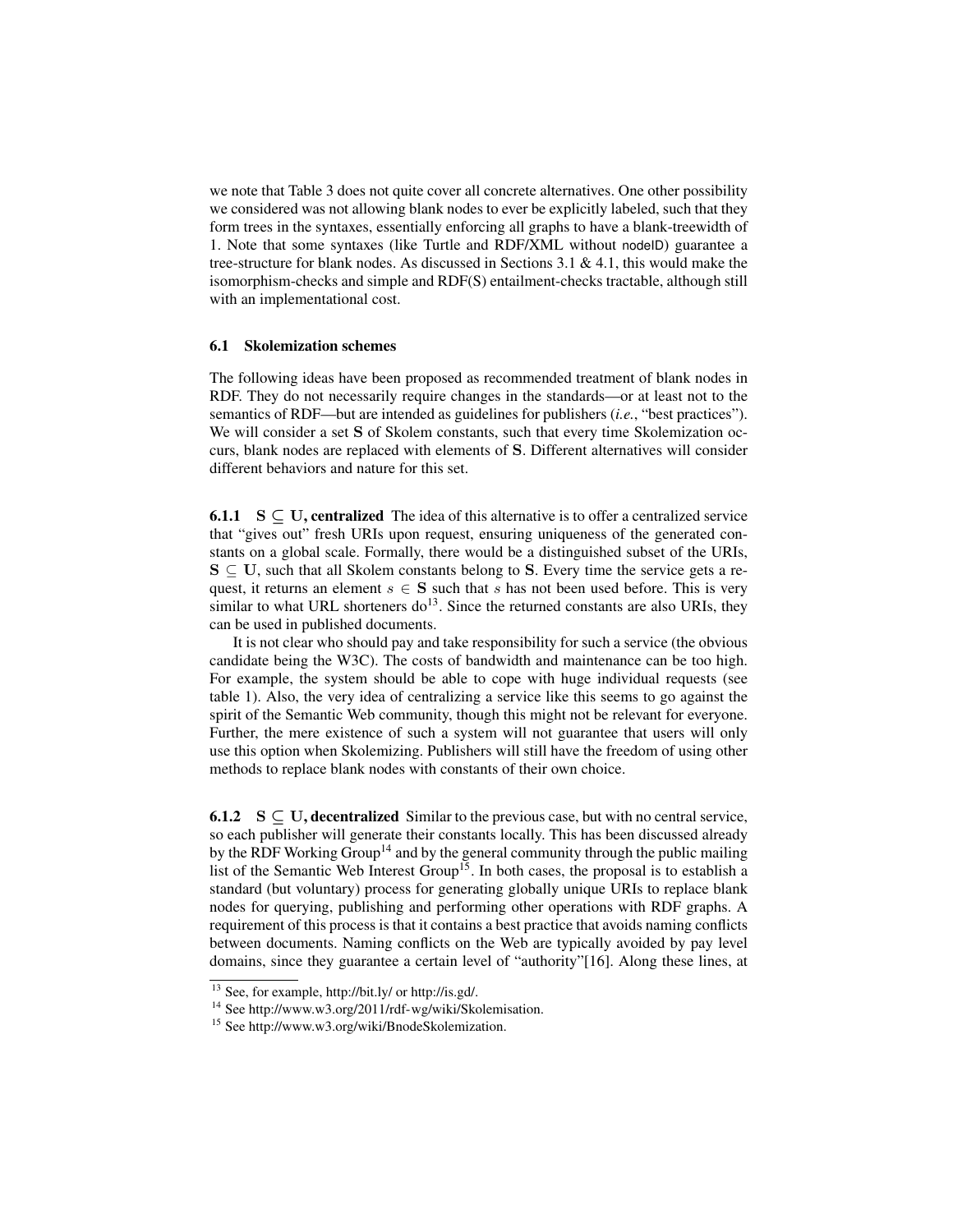we note that Table 3 does not quite cover all concrete alternatives. One other possibility we considered was not allowing blank nodes to ever be explicitly labeled, such that they form trees in the syntaxes, essentially enforcing all graphs to have a blank-treewidth of 1. Note that some syntaxes (like Turtle and RDF/XML without nodeID) guarantee a tree-structure for blank nodes. As discussed in Sections 3.1 & 4.1, this would make the isomorphism-checks and simple and RDF(S) entailment-checks tractable, although still with an implementational cost.

### 6.1 Skolemization schemes

The following ideas have been proposed as recommended treatment of blank nodes in RDF. They do not necessarily require changes in the standards—or at least not to the semantics of RDF—but are intended as guidelines for publishers (*i.e.*, "best practices"). We will consider a set $\mathbf{S}$ of Skolem constants, such that every time Skolemization occurs, blank nodes are replaced with elements of $\mathbf{S}$. Different alternatives will consider different behaviors and nature for this set.

**6.1.1 $\mathbf{S} \subseteq \mathbf{U}$, centralized** The idea of this alternative is to offer a centralized service that "gives out" fresh URIs upon request, ensuring uniqueness of the generated constants on a global scale. Formally, there would be a distinguished subset of the URIs, $\mathbf{S} \subseteq \mathbf{U}$, such that all Skolem constants belong to $\mathbf{S}$. Every time the service gets a request, it returns an element $s \in \mathbf{S}$ such that $s$ has not been used before. This is very similar to what URL shorteners do[13]. Since the returned constants are also URIs, they can be used in published documents.

It is not clear who should pay and take responsibility for such a service (the obvious candidate being the W3C). The costs of bandwidth and maintenance can be too high. For example, the system should be able to cope with huge individual requests (see table 1). Also, the very idea of centralizing a service like this seems to go against the spirit of the Semantic Web community, though this might not be relevant for everyone. Further, the mere existence of such a system will not guarantee that users will only use this option when Skolemizing. Publishers will still have the freedom of using other methods to replace blank nodes with constants of their own choice.

**6.1.2 $\mathbf{S} \subseteq \mathbf{U}$, decentralized** Similar to the previous case, but with no central service, so each publisher will generate their constants locally. This has been discussed already by the RDF Working Group[14] and by the general community through the public mailing list of the Semantic Web Interest Group[15]. In both cases, the proposal is to establish a standard (but voluntary) process for generating globally unique URIs to replace blank nodes for querying, publishing and performing other operations with RDF graphs. A requirement of this process is that it contains a best practice that avoids naming conflicts between documents. Naming conflicts on the Web are typically avoided by pay level domains, since they guarantee a certain level of "authority"[16]. Along these lines, at

---

[13] See, for example, http://bit.ly/ or http://is.gd/.

[14] See http://www.w3.org/2011/rdf-wg/wiki/Skolemisation.

[15] See http://www.w3.org/wiki/BnodeSkolemization.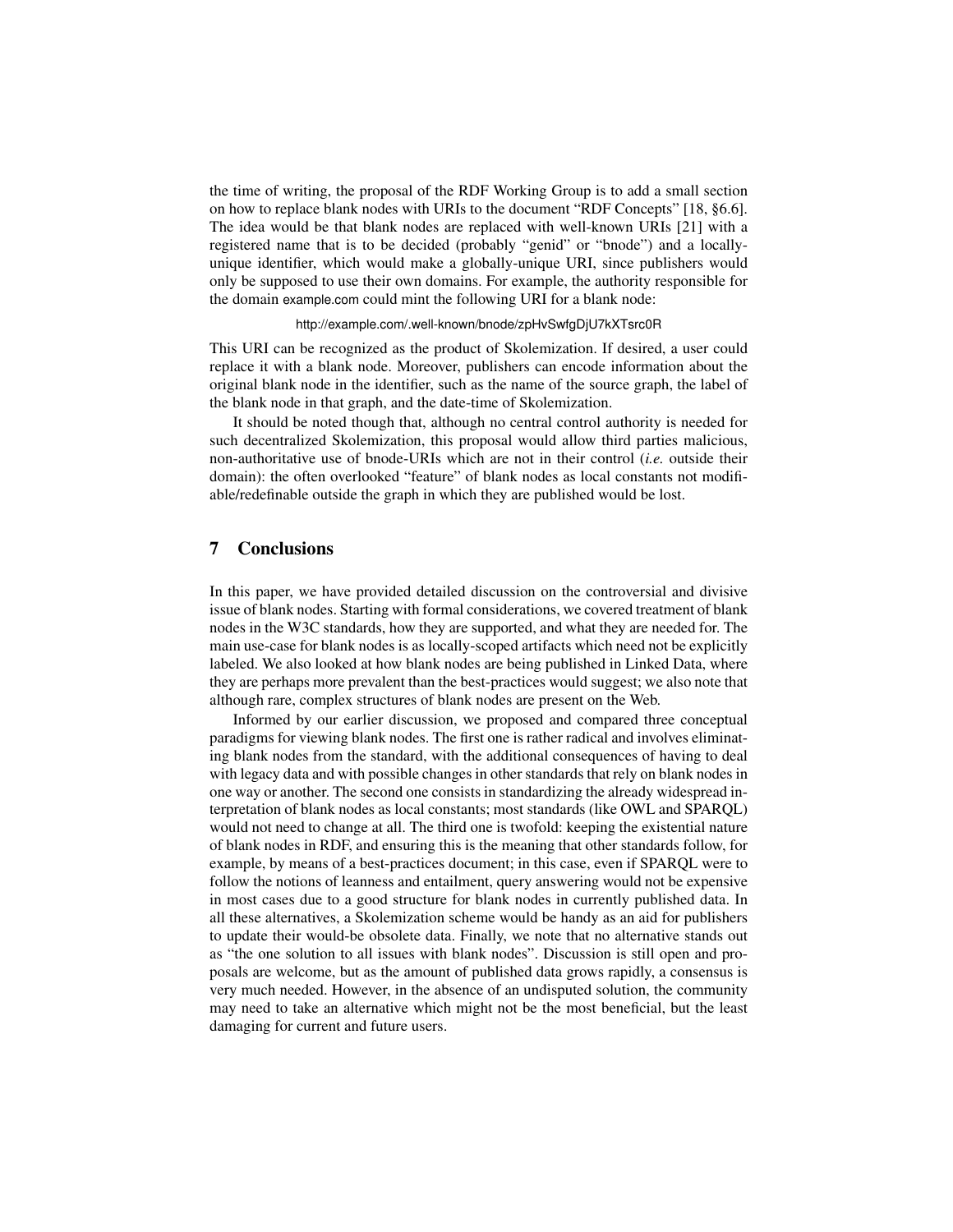the time of writing, the proposal of the RDF Working Group is to add a small section on how to replace blank nodes with URIs to the document "RDF Concepts" [18, §6.6]. The idea would be that blank nodes are replaced with well-known URIs [21] with a registered name that is to be decided (probably "genid" or "bnode") and a locally-unique identifier, which would make a globally-unique URI, since publishers would only be supposed to use their own domains. For example, the authority responsible for the domain example.com could mint the following URI for a blank node:

http://example.com/.well-known/bnode/zpHvSwfgDjU7kXTsrc0R

This URI can be recognized as the product of Skolemization. If desired, a user could replace it with a blank node. Moreover, publishers can encode information about the original blank node in the identifier, such as the name of the source graph, the label of the blank node in that graph, and the date-time of Skolemization.

It should be noted though that, although no central control authority is needed for such decentralized Skolemization, this proposal would allow third parties malicious, non-authoritative use of bnode-URIs which are not in their control (*i.e.* outside their domain): the often overlooked "feature" of blank nodes as local constants not modifiable/redefinable outside the graph in which they are published would be lost.

## 7 Conclusions

In this paper, we have provided detailed discussion on the controversial and divisive issue of blank nodes. Starting with formal considerations, we covered treatment of blank nodes in the W3C standards, how they are supported, and what they are needed for. The main use-case for blank nodes is as locally-scoped artifacts which need not be explicitly labeled. We also looked at how blank nodes are being published in Linked Data, where they are perhaps more prevalent than the best-practices would suggest; we also note that although rare, complex structures of blank nodes are present on the Web.

Informed by our earlier discussion, we proposed and compared three conceptual paradigms for viewing blank nodes. The first one is rather radical and involves eliminating blank nodes from the standard, with the additional consequences of having to deal with legacy data and with possible changes in other standards that rely on blank nodes in one way or another. The second one consists in standardizing the already widespread interpretation of blank nodes as local constants; most standards (like OWL and SPARQL) would not need to change at all. The third one is twofold: keeping the existential nature of blank nodes in RDF, and ensuring this is the meaning that other standards follow, for example, by means of a best-practices document; in this case, even if SPARQL were to follow the notions of leanness and entailment, query answering would not be expensive in most cases due to a good structure for blank nodes in currently published data. In all these alternatives, a Skolemization scheme would be handy as an aid for publishers to update their would-be obsolete data. Finally, we note that no alternative stands out as "the one solution to all issues with blank nodes". Discussion is still open and proposals are welcome, but as the amount of published data grows rapidly, a consensus is very much needed. However, in the absence of an undisputed solution, the community may need to take an alternative which might not be the most beneficial, but the least damaging for current and future users.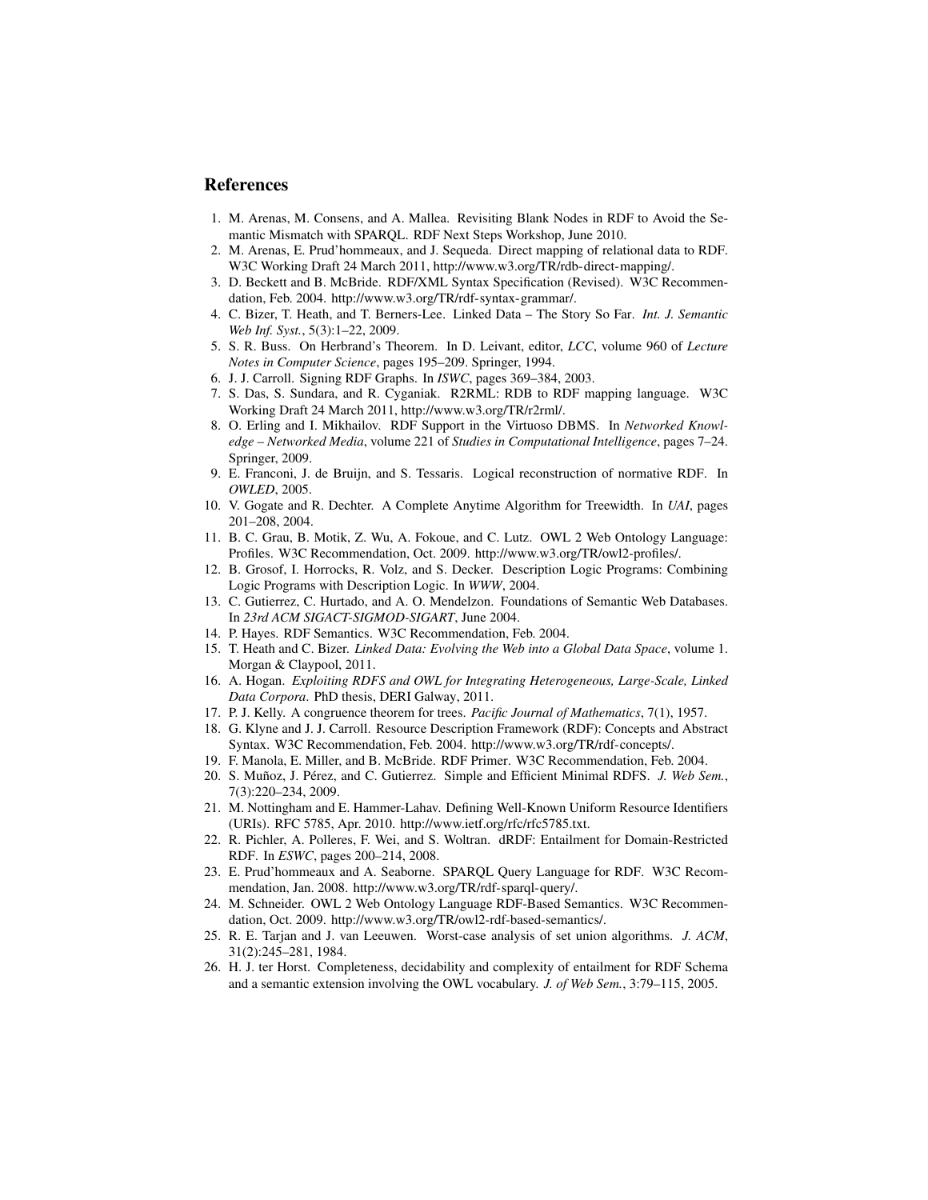## References

1. M. Arenas, M. Consens, and A. Mallea. Revisiting Blank Nodes in RDF to Avoid the Semantic Mismatch with SPARQL. RDF Next Steps Workshop, June 2010.
2. M. Arenas, E. Prud'hommeaux, and J. Sequeda. Direct mapping of relational data to RDF. W3C Working Draft 24 March 2011, http://www.w3.org/TR/rdb-direct-mapping/.
3. D. Beckett and B. McBride. RDF/XML Syntax Specification (Revised). W3C Recommendation, Feb. 2004. http://www.w3.org/TR/rdf-syntax-grammar/.
4. C. Bizer, T. Heath, and T. Berners-Lee. Linked Data – The Story So Far. *Int. J. Semantic Web Inf. Syst.*, 5(3):1–22, 2009.
5. S. R. Buss. On Herbrand's Theorem. In D. Leivant, editor, *LCC*, volume 960 of *Lecture Notes in Computer Science*, pages 195–209. Springer, 1994.
6. J. J. Carroll. Signing RDF Graphs. In *ISWC*, pages 369–384, 2003.
7. S. Das, S. Sundara, and R. Cyganiak. R2RML: RDB to RDF mapping language. W3C Working Draft 24 March 2011, http://www.w3.org/TR/r2rml/.
8. O. Erling and I. Mikhailov. RDF Support in the Virtuoso DBMS. In *Networked Knowledge – Networked Media*, volume 221 of *Studies in Computational Intelligence*, pages 7–24. Springer, 2009.
9. E. Franconi, J. de Bruijn, and S. Tessaris. Logical reconstruction of normative RDF. In *OWLED*, 2005.
10. V. Gogate and R. Dechter. A Complete Anytime Algorithm for Treewidth. In *UAI*, pages 201–208, 2004.
11. B. C. Grau, B. Motik, Z. Wu, A. Fokoue, and C. Lutz. OWL 2 Web Ontology Language: Profiles. W3C Recommendation, Oct. 2009. http://www.w3.org/TR/owl2-profiles/.
12. B. Grosof, I. Horrocks, R. Volz, and S. Decker. Description Logic Programs: Combining Logic Programs with Description Logic. In *WWW*, 2004.
13. C. Gutierrez, C. Hurtado, and A. O. Mendelzon. Foundations of Semantic Web Databases. In *23rd ACM SIGACT-SIGMOD-SIGART*, June 2004.
14. P. Hayes. RDF Semantics. W3C Recommendation, Feb. 2004.
15. T. Heath and C. Bizer. *Linked Data: Evolving the Web into a Global Data Space*, volume 1. Morgan & Claypool, 2011.
16. A. Hogan. *Exploiting RDFS and OWL for Integrating Heterogeneous, Large-Scale, Linked Data Corpora*. PhD thesis, DERI Galway, 2011.
17. P. J. Kelly. A congruence theorem for trees. *Pacific Journal of Mathematics*, 7(1), 1957.
18. G. Klyne and J. J. Carroll. Resource Description Framework (RDF): Concepts and Abstract Syntax. W3C Recommendation, Feb. 2004. http://www.w3.org/TR/rdf-concepts/.
19. F. Manola, E. Miller, and B. McBride. RDF Primer. W3C Recommendation, Feb. 2004.
20. S. Muñoz, J. Pérez, and C. Gutierrez. Simple and Efficient Minimal RDFS. *J. Web Sem.*, 7(3):220–234, 2009.
21. M. Nottingham and E. Hammer-Lahav. Defining Well-Known Uniform Resource Identifiers (URIs). RFC 5785, Apr. 2010. http://www.ietf.org/rfc/rfc5785.txt.
22. R. Pichler, A. Polleres, F. Wei, and S. Woltran. dRDF: Entailment for Domain-Restricted RDF. In *ESWC*, pages 200–214, 2008.
23. E. Prud'hommeaux and A. Seaborne. SPARQL Query Language for RDF. W3C Recommendation, Jan. 2008. http://www.w3.org/TR/rdf-sparql-query/.
24. M. Schneider. OWL 2 Web Ontology Language RDF-Based Semantics. W3C Recommendation, Oct. 2009. http://www.w3.org/TR/owl2-rdf-based-semantics/.
25. R. E. Tarjan and J. van Leeuwen. Worst-case analysis of set union algorithms. *J. ACM*, 31(2):245–281, 1984.
26. H. J. ter Horst. Completeness, decidability and complexity of entailment for RDF Schema and a semantic extension involving the OWL vocabulary. *J. of Web Sem.*, 3:79–115, 2005.